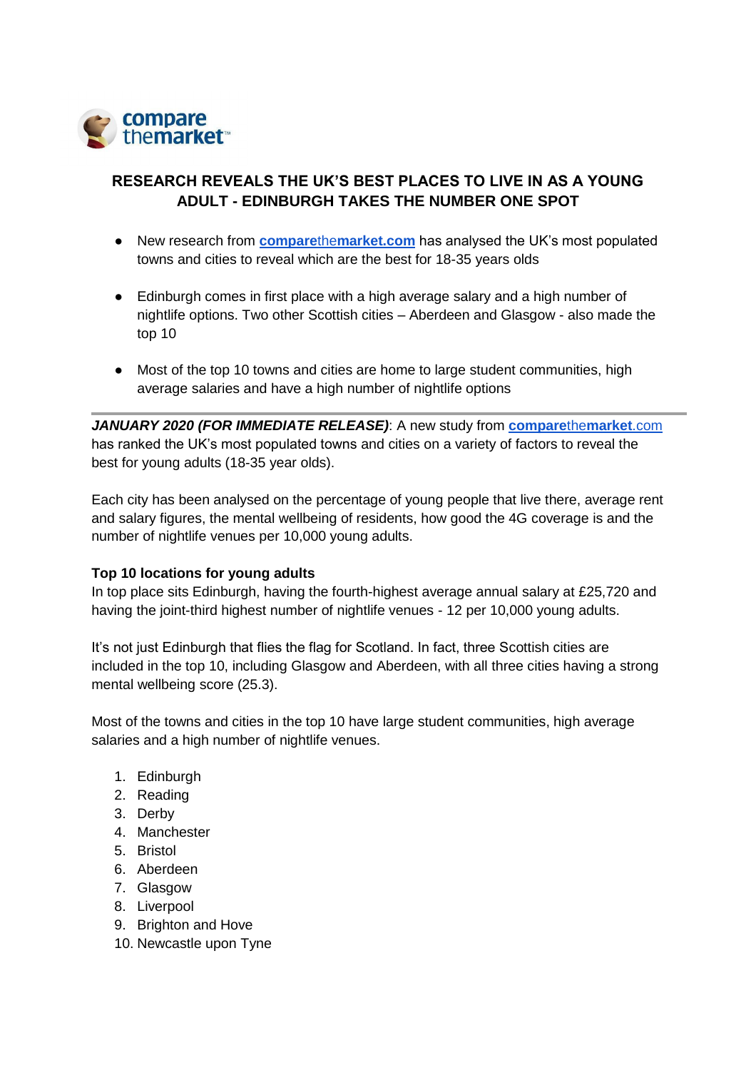compare themarket

# RESEARCH REVEALS THE UK'S BEST PLACES TO LIVE IN AS A YOUNG ADULT - EDINBURGH TAKES THE NUMBER ONE SPOT

- New research from **comparethemarket.com** has analysed the UK's most populated towns and cities to reveal which are the best for 18-35 years olds
- Edinburgh comes in first place with a high average salary and a high number of nightlife options. Two other Scottish cities – Aberdeen and Glasgow - also made the top 10
- Most of the top 10 towns and cities are home to large student communities, high average salaries and have a high number of nightlife options

---

***JANUARY 2020 (FOR IMMEDIATE RELEASE)***: A new study from **comparethemarket.com** has ranked the UK's most populated towns and cities on a variety of factors to reveal the best for young adults (18-35 year olds).

Each city has been analysed on the percentage of young people that live there, average rent and salary figures, the mental wellbeing of residents, how good the 4G coverage is and the number of nightlife venues per 10,000 young adults.

**Top 10 locations for young adults**

In top place sits Edinburgh, having the fourth-highest average annual salary at £25,720 and having the joint-third highest number of nightlife venues - 12 per 10,000 young adults.

It's not just Edinburgh that flies the flag for Scotland. In fact, three Scottish cities are included in the top 10, including Glasgow and Aberdeen, with all three cities having a strong mental wellbeing score (25.3).

Most of the towns and cities in the top 10 have large student communities, high average salaries and a high number of nightlife venues.

1. Edinburgh
2. Reading
3. Derby
4. Manchester
5. Bristol
6. Aberdeen
7. Glasgow
8. Liverpool
9. Brighton and Hove
10. Newcastle upon Tyne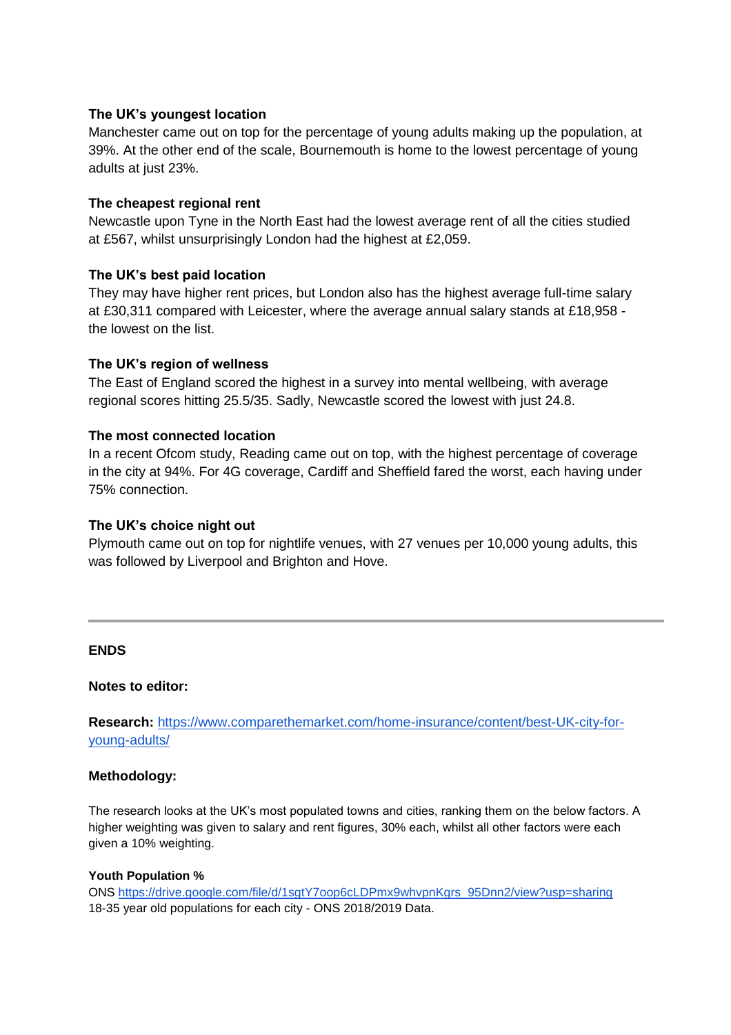**The UK's youngest location**
Manchester came out on top for the percentage of young adults making up the population, at 39%. At the other end of the scale, Bournemouth is home to the lowest percentage of young adults at just 23%.

**The cheapest regional rent**
Newcastle upon Tyne in the North East had the lowest average rent of all the cities studied at £567, whilst unsurprisingly London had the highest at £2,059.

**The UK's best paid location**
They may have higher rent prices, but London also has the highest average full-time salary at £30,311 compared with Leicester, where the average annual salary stands at £18,958 - the lowest on the list.

**The UK's region of wellness**
The East of England scored the highest in a survey into mental wellbeing, with average regional scores hitting 25.5/35. Sadly, Newcastle scored the lowest with just 24.8.

**The most connected location**
In a recent Ofcom study, Reading came out on top, with the highest percentage of coverage in the city at 94%. For 4G coverage, Cardiff and Sheffield fared the worst, each having under 75% connection.

**The UK's choice night out**
Plymouth came out on top for nightlife venues, with 27 venues per 10,000 young adults, this was followed by Liverpool and Brighton and Hove.

---

**ENDS**

**Notes to editor:**

**Research:** [https://www.comparethemarket.com/home-insurance/content/best-UK-city-for-young-adults/](https://www.comparethemarket.com/home-insurance/content/best-UK-city-for-young-adults/)

**Methodology:**

The research looks at the UK's most populated towns and cities, ranking them on the below factors. A higher weighting was given to salary and rent figures, 30% each, whilst all other factors were each given a 10% weighting.

**Youth Population %**
ONS [https://drive.google.com/file/d/1sgtY7oop6cLDPmx9whvpnKgrs_95Dnn2/view?usp=sharing](https://drive.google.com/file/d/1sgtY7oop6cLDPmx9whvpnKgrs_95Dnn2/view?usp=sharing)
18-35 year old populations for each city - ONS 2018/2019 Data.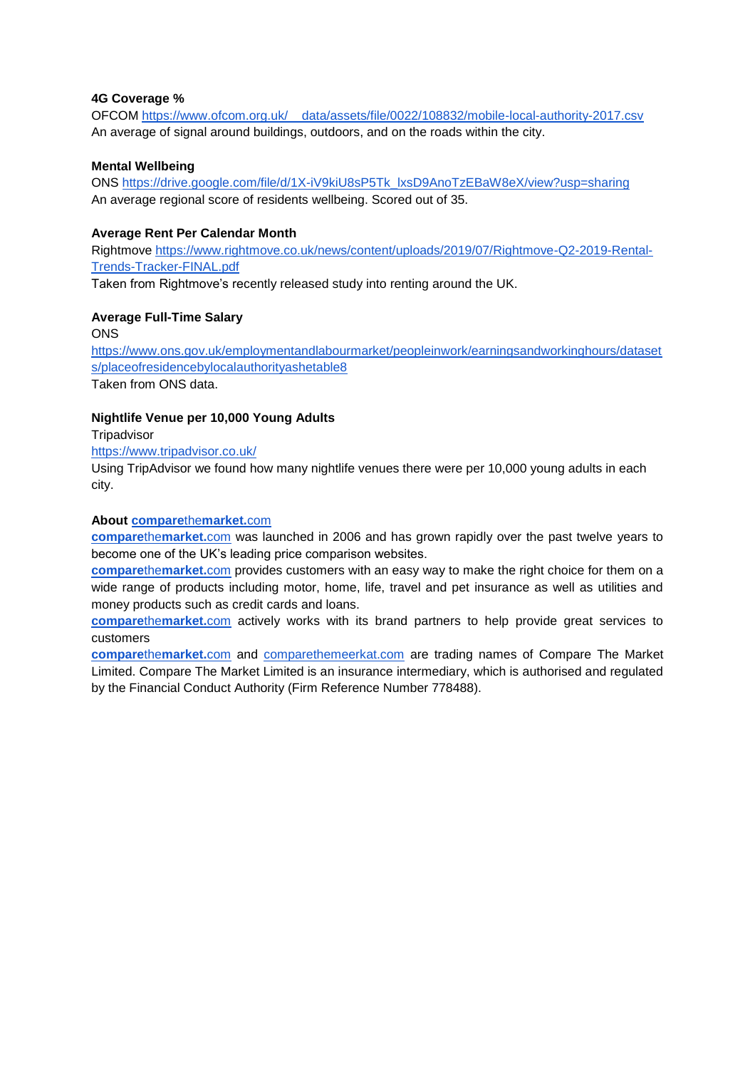**4G Coverage %**

OFCOM https://www.ofcom.org.uk/__data/assets/file/0022/108832/mobile-local-authority-2017.csv
An average of signal around buildings, outdoors, and on the roads within the city.

**Mental Wellbeing**

ONS https://drive.google.com/file/d/1X-iV9kiU8sP5Tk_lxsD9AnoTzEBaW8eX/view?usp=sharing
An average regional score of residents wellbeing. Scored out of 35.

**Average Rent Per Calendar Month**

Rightmove https://www.rightmove.co.uk/news/content/uploads/2019/07/Rightmove-Q2-2019-Rental-Trends-Tracker-FINAL.pdf
Taken from Rightmove's recently released study into renting around the UK.

**Average Full-Time Salary**

ONS
https://www.ons.gov.uk/employmentandlabourmarket/peopleinwork/earningsandworkinghours/datasets/placeofresidencebylocalauthorityashetable8
Taken from ONS data.

**Nightlife Venue per 10,000 Young Adults**

Tripadvisor
https://www.tripadvisor.co.uk/
Using TripAdvisor we found how many nightlife venues there were per 10,000 young adults in each city.

**About comparethemarket.com**

comparethemarket.com was launched in 2006 and has grown rapidly over the past twelve years to become one of the UK's leading price comparison websites.

comparethemarket.com provides customers with an easy way to make the right choice for them on a wide range of products including motor, home, life, travel and pet insurance as well as utilities and money products such as credit cards and loans.

comparethemarket.com actively works with its brand partners to help provide great services to customers

comparethemarket.com and comparethemeerkat.com are trading names of Compare The Market Limited. Compare The Market Limited is an insurance intermediary, which is authorised and regulated by the Financial Conduct Authority (Firm Reference Number 778488).